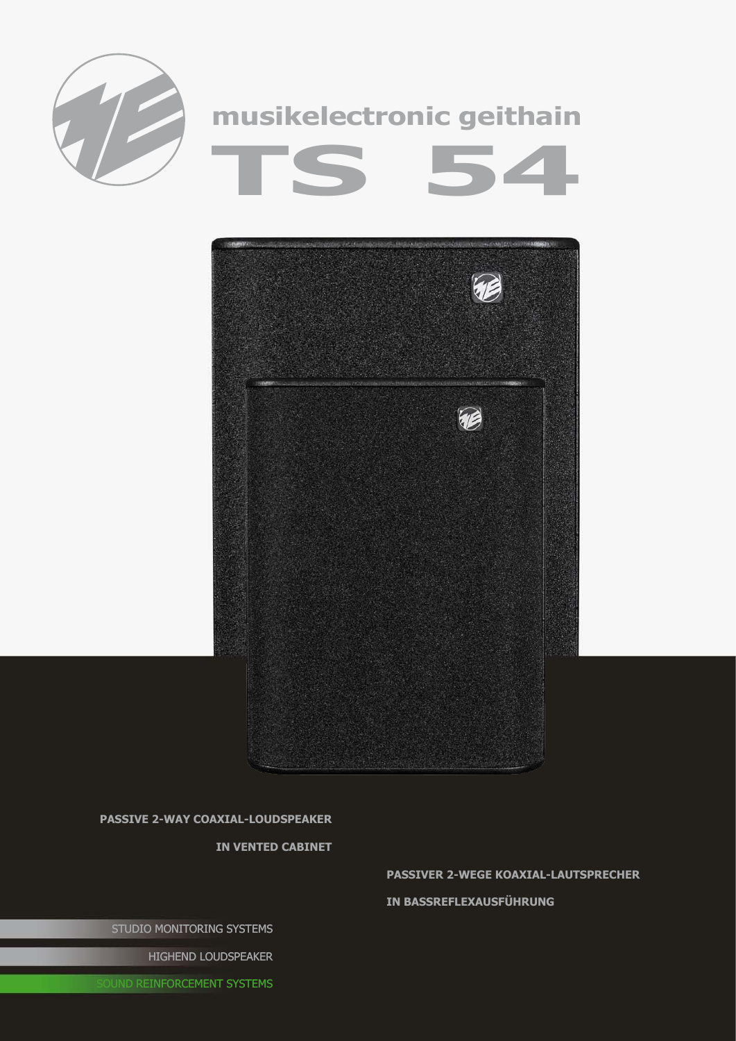# musikelectronic geithain

# TS 54

**PASSIVE 2-WAY COAXIAL-LOUDSPEAKER**

**IN VENTED CABINET**

**PASSIVER 2-WEGE KOAXIAL-LAUTSPRECHER**

**IN BASSREFLEXAUSFÜHRUNG**

STUDIO MONITORING SYSTEMS

HIGHEND LOUDSPEAKER

SOUND REINFORCEMENT SYSTEMS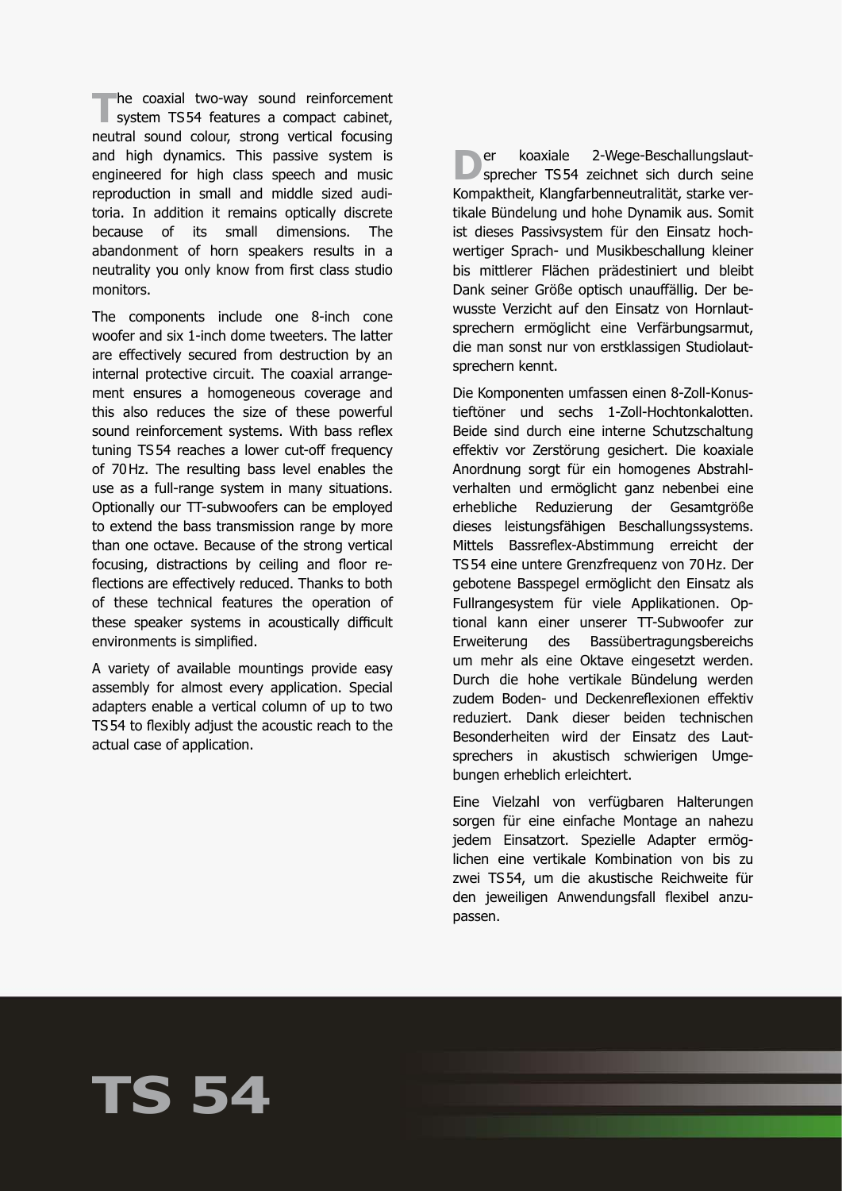The coaxial two-way sound reinforcement system TS 54 features a compact cabinet, neutral sound colour, strong vertical focusing and high dynamics. This passive system is engineered for high class speech and music reproduction in small and middle sized auditoria. In addition it remains optically discrete because of its small dimensions. The abandonment of horn speakers results in a neutrality you only know from first class studio monitors.

The components include one 8-inch cone woofer and six 1-inch dome tweeters. The latter are effectively secured from destruction by an internal protective circuit. The coaxial arrangement ensures a homogeneous coverage and this also reduces the size of these powerful sound reinforcement systems. With bass reflex tuning TS 54 reaches a lower cut-off frequency of 70 Hz. The resulting bass level enables the use as a full-range system in many situations. Optionally our TT-subwoofers can be employed to extend the bass transmission range by more than one octave. Because of the strong vertical focusing, distractions by ceiling and floor reflections are effectively reduced. Thanks to both of these technical features the operation of these speaker systems in acoustically difficult environments is simplified.

A variety of available mountings provide easy assembly for almost every application. Special adapters enable a vertical column of up to two TS 54 to flexibly adjust the acoustic reach to the actual case of application.

Der koaxiale 2-Wege-Beschallungslautsprecher TS 54 zeichnet sich durch seine Kompaktheit, Klangfarbenneutralität, starke vertikale Bündelung und hohe Dynamik aus. Somit ist dieses Passivsystem für den Einsatz hochwertiger Sprach- und Musikbeschallung kleiner bis mittlerer Flächen prädestiniert und bleibt Dank seiner Größe optisch unauffällig. Der bewusste Verzicht auf den Einsatz von Hornlautsprechern ermöglicht eine Verfärbungsarmut, die man sonst nur von erstklassigen Studiolautsprechern kennt.

Die Komponenten umfassen einen 8-Zoll-Konustieftöner und sechs 1-Zoll-Hochtonkalotten. Beide sind durch eine interne Schutzschaltung effektiv vor Zerstörung gesichert. Die koaxiale Anordnung sorgt für ein homogenes Abstrahlverhalten und ermöglicht ganz nebenbei eine erhebliche Reduzierung der Gesamtgröße dieses leistungsfähigen Beschallungssystems. Mittels Bassreflex-Abstimmung erreicht der TS 54 eine untere Grenzfrequenz von 70 Hz. Der gebotene Basspegel ermöglicht den Einsatz als Fullrangesystem für viele Applikationen. Optional kann einer unserer TT-Subwoofer zur Erweiterung des Bassübertragungsbereichs um mehr als eine Oktave eingesetzt werden. Durch die hohe vertikale Bündelung werden zudem Boden- und Deckenreflexionen effektiv reduziert. Dank dieser beiden technischen Besonderheiten wird der Einsatz des Lautsprechers in akustisch schwierigen Umgebungen erheblich erleichtert.

Eine Vielzahl von verfügbaren Halterungen sorgen für eine einfache Montage an nahezu jedem Einsatzort. Spezielle Adapter ermöglichen eine vertikale Kombination von bis zu zwei TS 54, um die akustische Reichweite für den jeweiligen Anwendungsfall flexibel anzupassen.

# TS 54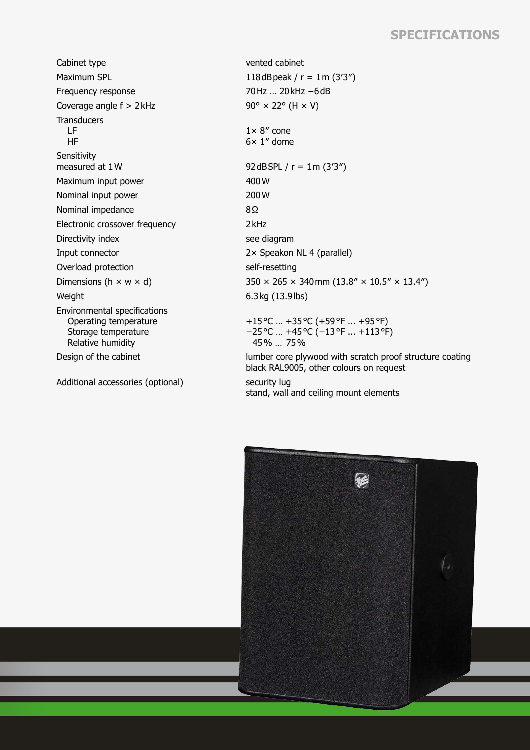## SPECIFICATIONS

| | |
|---|---|
| Cabinet type | vented cabinet |
| Maximum SPL | 118 dB peak / r = 1 m (3′3″) |
| Frequency response | 70 Hz … 20 kHz −6 dB |
| Coverage angle f > 2 kHz | 90° × 22° (H × V) |
| Transducers | |
| LF | 1× 8″ cone |
| HF | 6× 1″ dome |
| Sensitivity measured at 1 W | 92 dB SPL / r = 1 m (3′3″) |
| Maximum input power | 400 W |
| Nominal input power | 200 W |
| Nominal impedance | 8 Ω |
| Electronic crossover frequency | 2 kHz |
| Directivity index | see diagram |
| Input connector | 2× Speakon NL 4 (parallel) |
| Overload protection | self-resetting |
| Dimensions (h × w × d) | 350 × 265 × 340 mm (13.8″ × 10.5″ × 13.4″) |
| Weight | 6.3 kg (13.9 lbs) |
| Environmental specifications | |
| Operating temperature | +15 °C … +35 °C (+59 °F ... +95 °F) |
| Storage temperature | −25 °C … +45 °C (−13 °F ... +113 °F) |
| Relative humidity | 45 % … 75 % |
| Design of the cabinet | lumber core plywood with scratch proof structure coating black RAL9005, other colours on request |
| Additional accessories (optional) | security lug<br>stand, wall and ceiling mount elements |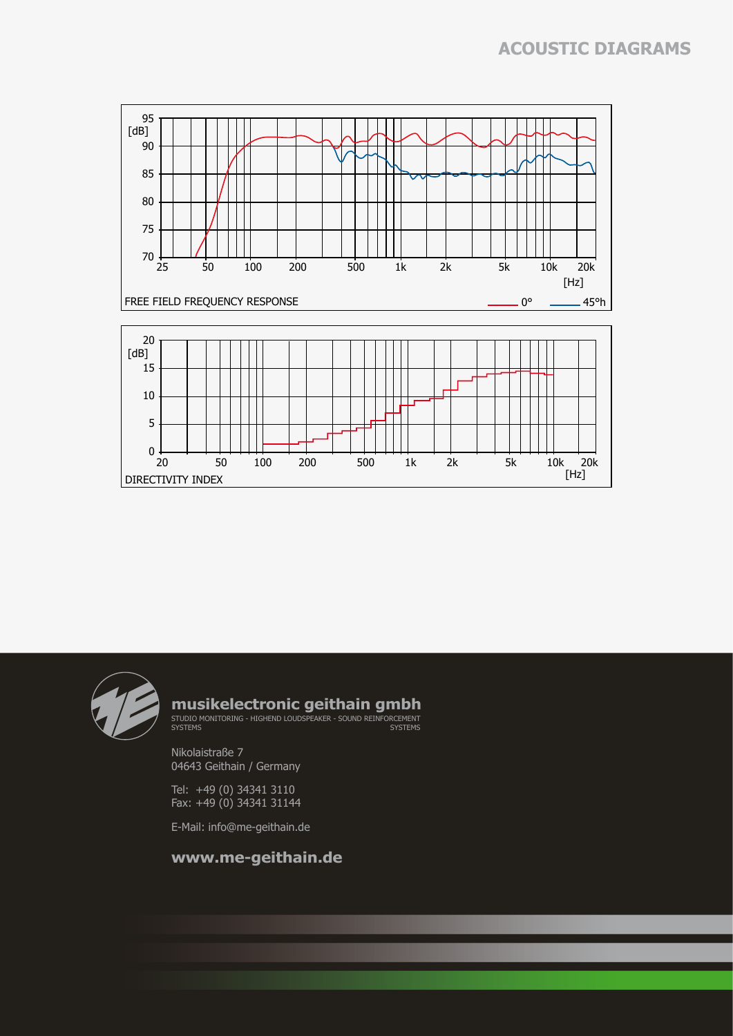## ACOUSTIC DIAGRAMS

95
[dB]
90
85
80
75
70
25
50
100
200
500
1k
2k
5k
10k
20k
[Hz]

FREE FIELD FREQUENCY RESPONSE
0°
45°h

20
[dB]
15
10
5
0
20
50
100
200
500
1k
2k
5k
10k
20k
[Hz]

DIRECTIVITY INDEX

**musikelectronic geithain gmbh**
STUDIO MONITORING - HIGHEND LOUDSPEAKER - SOUND REINFORCEMENT SYSTEMS

Nikolaistraße 7
04643 Geithain / Germany

Tel: +49 (0) 34341 3110
Fax: +49 (0) 34341 31144

E-Mail: info@me-geithain.de

**www.me-geithain.de**